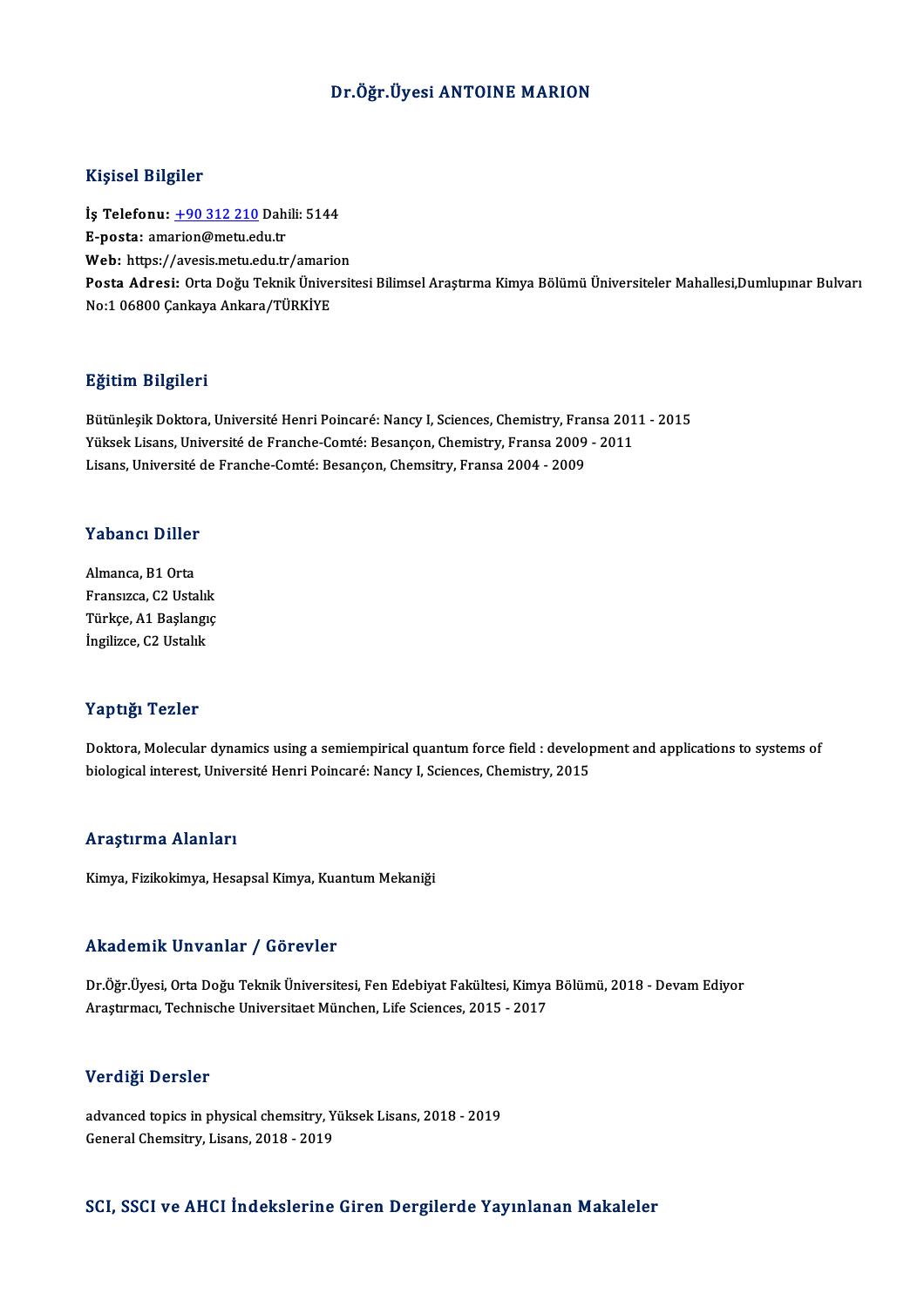# Dr.Öğr.Üyesi ANTOINE MARION

## Kişisel Bilgiler

**İş Telefonu:** +90 312 210 Dahili: 5144
**E-posta:** amarion@metu.edu.tr
**Web:** https://avesis.metu.edu.tr/amarion
**Posta Adresi:** Orta Doğu Teknik Üniversitesi Bilimsel Araştırma Kimya Bölümü Üniversiteler Mahallesi,Dumlupınar Bulvarı No:1 06800 Çankaya Ankara/TÜRKİYE

## Eğitim Bilgileri

Bütünleşik Doktora, Université Henri Poincaré: Nancy I, Sciences, Chemistry, Fransa 2011 - 2015
Yüksek Lisans, Université de Franche-Comté: Besançon, Chemistry, Fransa 2009 - 2011
Lisans, Université de Franche-Comté: Besançon, Chemsitry, Fransa 2004 - 2009

## Yabancı Diller

Almanca, B1 Orta
Fransızca, C2 Ustalık
Türkçe, A1 Başlangıç
İngilizce, C2 Ustalık

## Yaptığı Tezler

Doktora, Molecular dynamics using a semiempirical quantum force field : development and applications to systems of biological interest, Université Henri Poincaré: Nancy I, Sciences, Chemistry, 2015

## Araştırma Alanları

Kimya, Fizikokimya, Hesapsal Kimya, Kuantum Mekaniği

## Akademik Unvanlar / Görevler

Dr.Öğr.Üyesi, Orta Doğu Teknik Üniversitesi, Fen Edebiyat Fakültesi, Kimya Bölümü, 2018 - Devam Ediyor
Araştırmacı, Technische Universitaet München, Life Sciences, 2015 - 2017

## Verdiği Dersler

advanced topics in physical chemsitry, Yüksek Lisans, 2018 - 2019
General Chemsitry, Lisans, 2018 - 2019

## SCI, SSCI ve AHCI İndekslerine Giren Dergilerde Yayınlanan Makaleler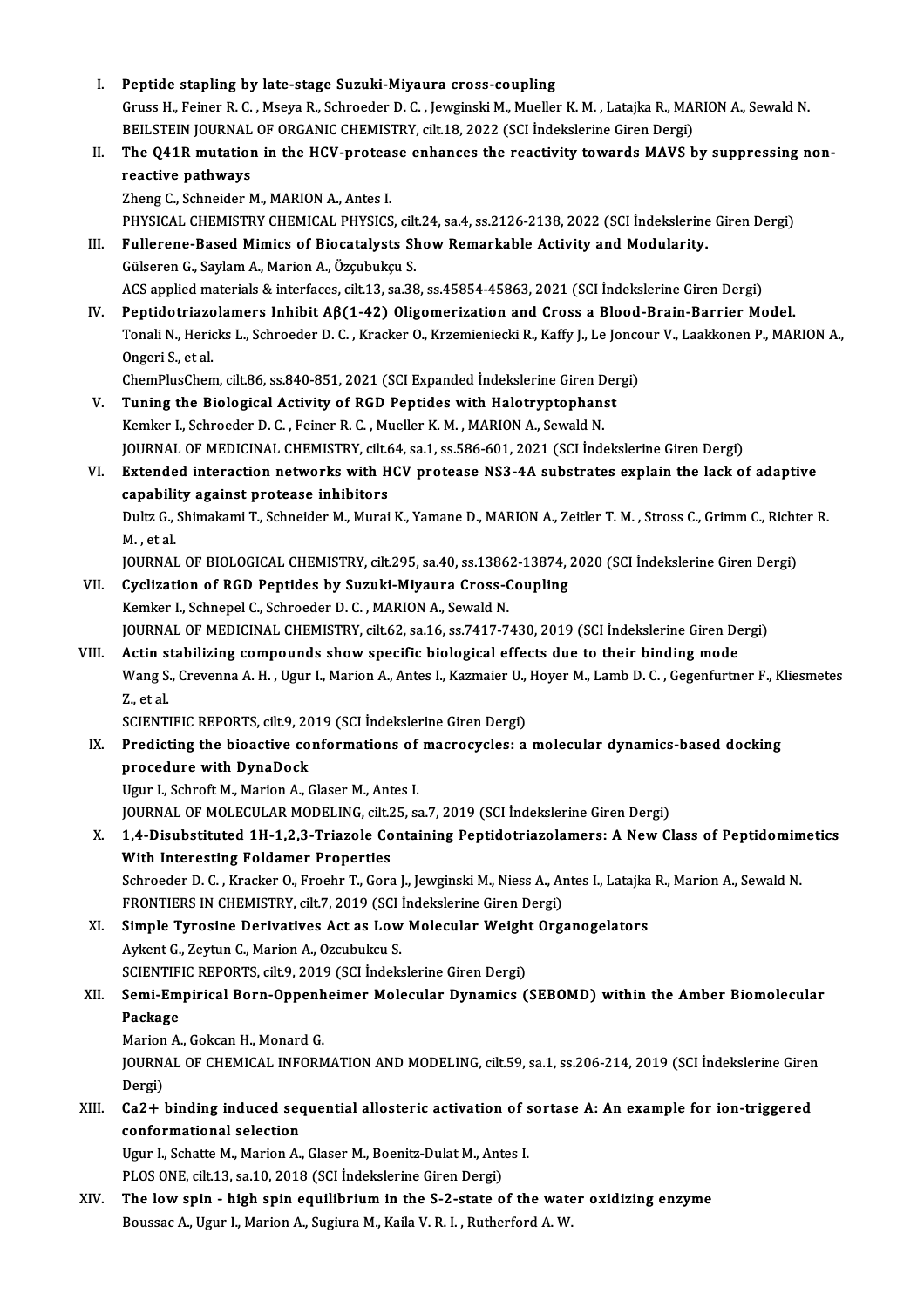I. **Peptide stapling by late-stage Suzuki-Miyaura cross-coupling**
   Gruss H., Feiner R. C. , Mseya R., Schroeder D. C. , Jewginski M., Mueller K. M. , Latajka R., MARION A., Sewald N.
   BEILSTEIN JOURNAL OF ORGANIC CHEMISTRY, cilt.18, 2022 (SCI İndekslerine Giren Dergi)
II. **The Q41R mutation in the HCV-protease enhances the reactivity towards MAVS by suppressing non-reactive pathways**
   Zheng C., Schneider M., MARION A., Antes I.
   PHYSICAL CHEMISTRY CHEMICAL PHYSICS, cilt.24, sa.4, ss.2126-2138, 2022 (SCI İndekslerine Giren Dergi)
III. **Fullerene-Based Mimics of Biocatalysts Show Remarkable Activity and Modularity.**
   Gülseren G., Saylam A., Marion A., Özçubukçu S.
   ACS applied materials & interfaces, cilt.13, sa.38, ss.45854-45863, 2021 (SCI İndekslerine Giren Dergi)
IV. **Peptidotriazolamers Inhibit Aβ(1-42) Oligomerization and Cross a Blood-Brain-Barrier Model.**
   Tonali N., Hericks L., Schroeder D. C. , Kracker O., Krzemieniecki R., Kaffy J., Le Joncour V., Laakkonen P., MARION A., Ongeri S., et al.
   ChemPlusChem, cilt.86, ss.840-851, 2021 (SCI Expanded İndekslerine Giren Dergi)
V. **Tuning the Biological Activity of RGD Peptides with Halotryptophanst**
   Kemker I., Schroeder D. C. , Feiner R. C. , Mueller K. M. , MARION A., Sewald N.
   JOURNAL OF MEDICINAL CHEMISTRY, cilt.64, sa.1, ss.586-601, 2021 (SCI İndekslerine Giren Dergi)
VI. **Extended interaction networks with HCV protease NS3-4A substrates explain the lack of adaptive capability against protease inhibitors**
   Dultz G., Shimakami T., Schneider M., Murai K., Yamane D., MARION A., Zeitler T. M. , Stross C., Grimm C., Richter R. M. , et al.
   JOURNAL OF BIOLOGICAL CHEMISTRY, cilt.295, sa.40, ss.13862-13874, 2020 (SCI İndekslerine Giren Dergi)
VII. **Cyclization of RGD Peptides by Suzuki-Miyaura Cross-Coupling**
   Kemker I., Schnepel C., Schroeder D. C. , MARION A., Sewald N.
   JOURNAL OF MEDICINAL CHEMISTRY, cilt.62, sa.16, ss.7417-7430, 2019 (SCI İndekslerine Giren Dergi)
VIII. **Actin stabilizing compounds show specific biological effects due to their binding mode**
   Wang S., Crevenna A. H. , Ugur I., Marion A., Antes I., Kazmaier U., Hoyer M., Lamb D. C. , Gegenfurtner F., Kliesmetes Z., et al.
   SCIENTIFIC REPORTS, cilt.9, 2019 (SCI İndekslerine Giren Dergi)
IX. **Predicting the bioactive conformations of macrocycles: a molecular dynamics-based docking procedure with DynaDock**
   Ugur I., Schroft M., Marion A., Glaser M., Antes I.
   JOURNAL OF MOLECULAR MODELING, cilt.25, sa.7, 2019 (SCI İndekslerine Giren Dergi)
X. **1,4-Disubstituted 1H-1,2,3-Triazole Containing Peptidotriazolamers: A New Class of Peptidomimetics With Interesting Foldamer Properties**
   Schroeder D. C. , Kracker O., Froehr T., Gora J., Jewginski M., Niess A., Antes I., Latajka R., Marion A., Sewald N.
   FRONTIERS IN CHEMISTRY, cilt.7, 2019 (SCI İndekslerine Giren Dergi)
XI. **Simple Tyrosine Derivatives Act as Low Molecular Weight Organogelators**
   Aykent G., Zeytun C., Marion A., Ozcubukcu S.
   SCIENTIFIC REPORTS, cilt.9, 2019 (SCI İndekslerine Giren Dergi)
XII. **Semi-Empirical Born-Oppenheimer Molecular Dynamics (SEBOMD) within the Amber Biomolecular Package**
   Marion A., Gokcan H., Monard G.
   JOURNAL OF CHEMICAL INFORMATION AND MODELING, cilt.59, sa.1, ss.206-214, 2019 (SCI İndekslerine Giren Dergi)
XIII. **Ca2+ binding induced sequential allosteric activation of sortase A: An example for ion-triggered conformational selection**
   Ugur I., Schatte M., Marion A., Glaser M., Boenitz-Dulat M., Antes I.
   PLOS ONE, cilt.13, sa.10, 2018 (SCI İndekslerine Giren Dergi)
XIV. **The low spin - high spin equilibrium in the S-2-state of the water oxidizing enzyme**
   Boussac A., Ugur I., Marion A., Sugiura M., Kaila V. R. I. , Rutherford A. W.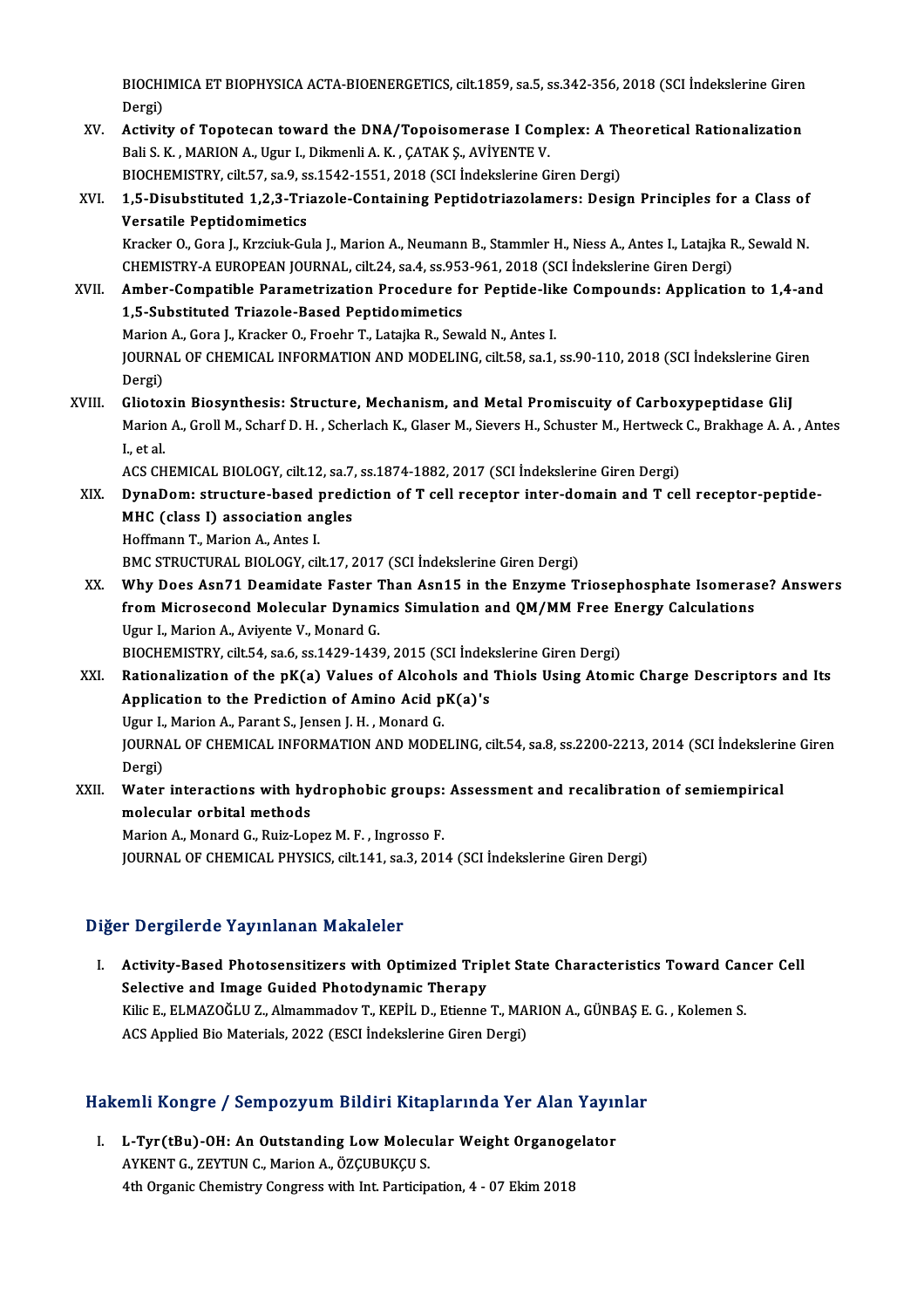BIOCHIMICA ET BIOPHYSICA ACTA-BIOENERGETICS, cilt.1859, sa.5, ss.342-356, 2018 (SCI İndekslerine Giren Dergi)

XV. **Activity of Topotecan toward the DNA/Topoisomerase I Complex: A Theoretical Rationalization**
Bali S. K. , MARION A., Ugur I., Dikmenli A. K. , ÇATAK Ş., AVİYENTE V.
BIOCHEMISTRY, cilt.57, sa.9, ss.1542-1551, 2018 (SCI İndekslerine Giren Dergi)

XVI. **1,5-Disubstituted 1,2,3-Triazole-Containing Peptidotriazolamers: Design Principles for a Class of Versatile Peptidomimetics**
Kracker O., Gora J., Krzciuk-Gula J., Marion A., Neumann B., Stammler H., Niess A., Antes I., Latajka R., Sewald N.
CHEMISTRY-A EUROPEAN JOURNAL, cilt.24, sa.4, ss.953-961, 2018 (SCI İndekslerine Giren Dergi)

XVII. **Amber-Compatible Parametrization Procedure for Peptide-like Compounds: Application to 1,4-and 1,5-Substituted Triazole-Based Peptidomimetics**
Marion A., Gora J., Kracker O., Froehr T., Latajka R., Sewald N., Antes I.
JOURNAL OF CHEMICAL INFORMATION AND MODELING, cilt.58, sa.1, ss.90-110, 2018 (SCI İndekslerine Giren Dergi)

XVIII. **Gliotoxin Biosynthesis: Structure, Mechanism, and Metal Promiscuity of Carboxypeptidase GliJ**
Marion A., Groll M., Scharf D. H. , Scherlach K., Glaser M., Sievers H., Schuster M., Hertweck C., Brakhage A. A. , Antes I., et al.
ACS CHEMICAL BIOLOGY, cilt.12, sa.7, ss.1874-1882, 2017 (SCI İndekslerine Giren Dergi)

XIX. **DynaDom: structure-based prediction of T cell receptor inter-domain and T cell receptor-peptide-MHC (class I) association angles**
Hoffmann T., Marion A., Antes I.
BMC STRUCTURAL BIOLOGY, cilt.17, 2017 (SCI İndekslerine Giren Dergi)

XX. **Why Does Asn71 Deamidate Faster Than Asn15 in the Enzyme Triosephosphate Isomerase? Answers from Microsecond Molecular Dynamics Simulation and QM/MM Free Energy Calculations**
Ugur I., Marion A., Aviyente V., Monard G.
BIOCHEMISTRY, cilt.54, sa.6, ss.1429-1439, 2015 (SCI İndekslerine Giren Dergi)

XXI. **Rationalization of the pK(a) Values of Alcohols and Thiols Using Atomic Charge Descriptors and Its Application to the Prediction of Amino Acid pK(a)'s**
Ugur I., Marion A., Parant S., Jensen J. H. , Monard G.
JOURNAL OF CHEMICAL INFORMATION AND MODELING, cilt.54, sa.8, ss.2200-2213, 2014 (SCI İndekslerine Giren Dergi)

XXII. **Water interactions with hydrophobic groups: Assessment and recalibration of semiempirical molecular orbital methods**
Marion A., Monard G., Ruiz-Lopez M. F. , Ingrosso F.
JOURNAL OF CHEMICAL PHYSICS, cilt.141, sa.3, 2014 (SCI İndekslerine Giren Dergi)

## Diğer Dergilerde Yayınlanan Makaleler

I. **Activity-Based Photosensitizers with Optimized Triplet State Characteristics Toward Cancer Cell Selective and Image Guided Photodynamic Therapy**
Kilic E., ELMAZOĞLU Z., Almammadov T., KEPİL D., Etienne T., MARION A., GÜNBAŞ E. G. , Kolemen S.
ACS Applied Bio Materials, 2022 (ESCI İndekslerine Giren Dergi)

## Hakemli Kongre / Sempozyum Bildiri Kitaplarında Yer Alan Yayınlar

I. **L-Tyr(tBu)-OH: An Outstanding Low Molecular Weight Organogelator**
AYKENT G., ZEYTUN C., Marion A., ÖZÇUBUKÇU S.
4th Organic Chemistry Congress with Int. Participation, 4 - 07 Ekim 2018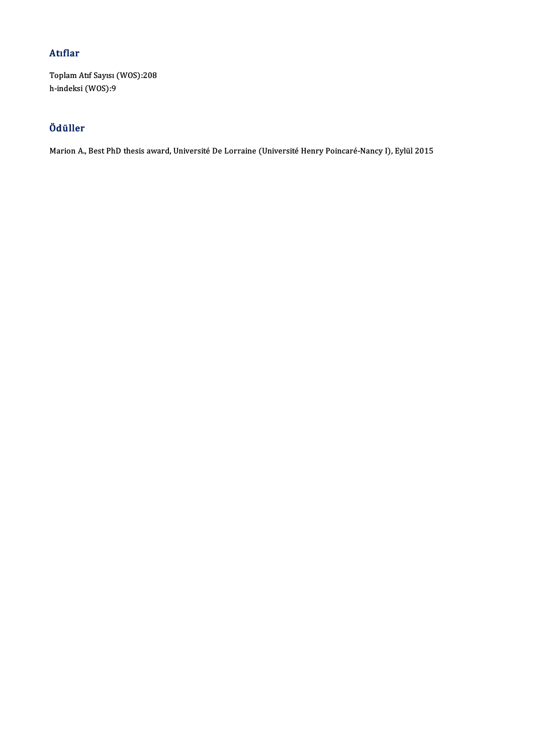## Atıflar

Toplam Atıf Sayısı (WOS):208
h-indeksi (WOS):9

## Ödüller

Marion A., Best PhD thesis award, Université De Lorraine (Université Henry Poincaré-Nancy I), Eylül 2015